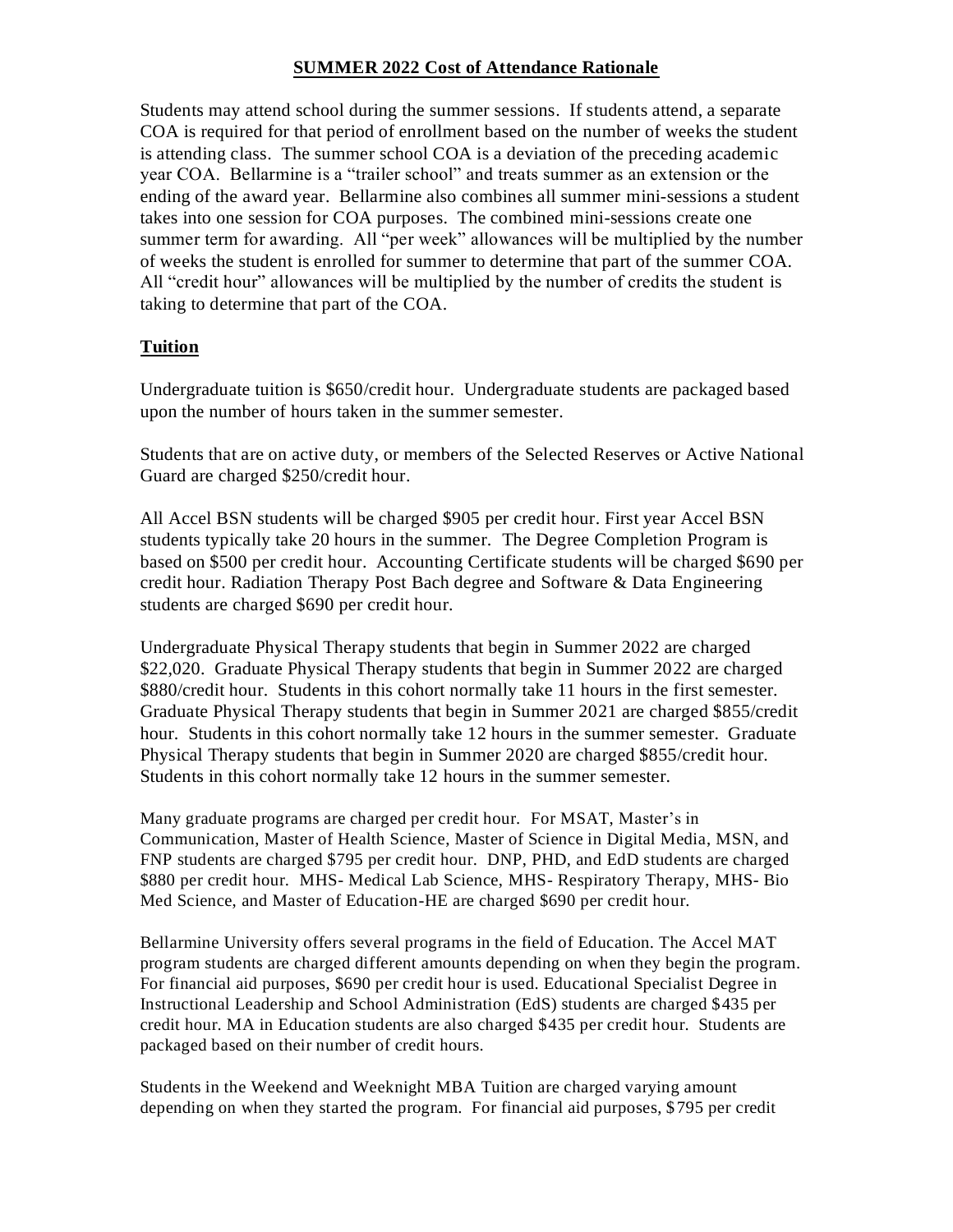# SUMMER 2022 Cost of Attendance Rationale

Students may attend school during the summer sessions. If students attend, a separate COA is required for that period of enrollment based on the number of weeks the student is attending class. The summer school COA is a deviation of the preceding academic year COA. Bellarmine is a "trailer school" and treats summer as an extension or the ending of the award year. Bellarmine also combines all summer mini-sessions a student takes into one session for COA purposes. The combined mini-sessions create one summer term for awarding. All "per week" allowances will be multiplied by the number of weeks the student is enrolled for summer to determine that part of the summer COA. All "credit hour" allowances will be multiplied by the number of credits the student is taking to determine that part of the COA.

## Tuition

Undergraduate tuition is $650/credit hour. Undergraduate students are packaged based upon the number of hours taken in the summer semester.

Students that are on active duty, or members of the Selected Reserves or Active National Guard are charged $250/credit hour.

All Accel BSN students will be charged $905 per credit hour. First year Accel BSN students typically take 20 hours in the summer. The Degree Completion Program is based on $500 per credit hour. Accounting Certificate students will be charged $690 per credit hour. Radiation Therapy Post Bach degree and Software & Data Engineering students are charged $690 per credit hour.

Undergraduate Physical Therapy students that begin in Summer 2022 are charged $22,020. Graduate Physical Therapy students that begin in Summer 2022 are charged $880/credit hour. Students in this cohort normally take 11 hours in the first semester. Graduate Physical Therapy students that begin in Summer 2021 are charged $855/credit hour. Students in this cohort normally take 12 hours in the summer semester. Graduate Physical Therapy students that begin in Summer 2020 are charged $855/credit hour. Students in this cohort normally take 12 hours in the summer semester.

Many graduate programs are charged per credit hour. For MSAT, Master's in Communication, Master of Health Science, Master of Science in Digital Media, MSN, and FNP students are charged $795 per credit hour. DNP, PHD, and EdD students are charged $880 per credit hour. MHS- Medical Lab Science, MHS- Respiratory Therapy, MHS- Bio Med Science, and Master of Education-HE are charged $690 per credit hour.

Bellarmine University offers several programs in the field of Education. The Accel MAT program students are charged different amounts depending on when they begin the program. For financial aid purposes, 690 per credit hour is used. Educational Specialist Degree in Instructional Leadership and School Administration (EdS) students are charged $435 per credit hour. MA in Education students are also charged $435 per credit hour. Students are packaged based on their number of credit hours.

Students in the Weekend and Weeknight MBA Tuition are charged varying amount depending on when they started the program. For financial aid purposes, $795 per credit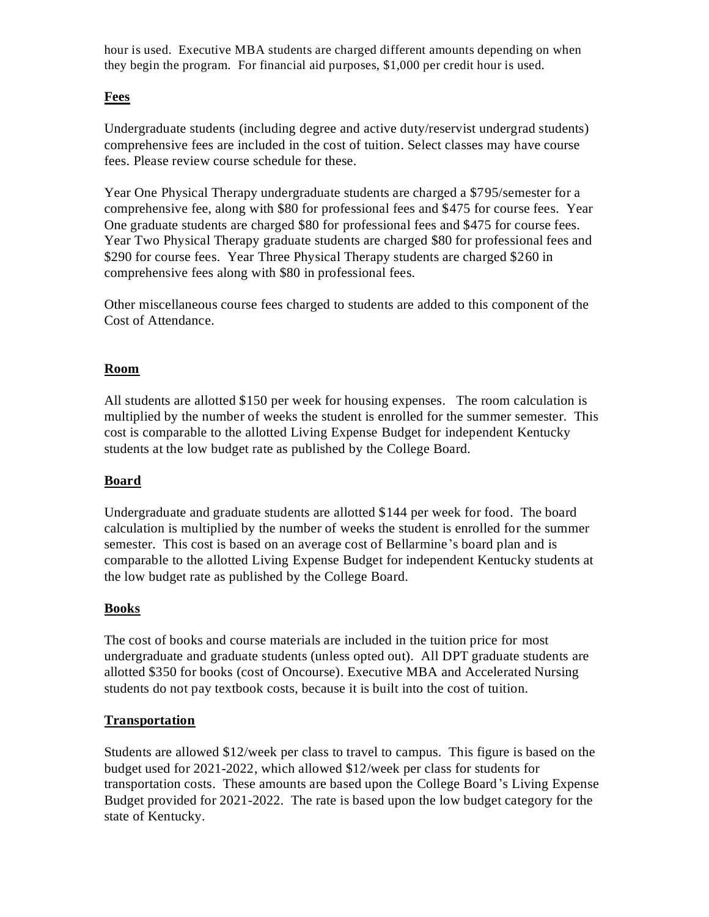hour is used. Executive MBA students are charged different amounts depending on when they begin the program. For financial aid purposes, $1,000 per credit hour is used.

**Fees**

Undergraduate students (including degree and active duty/reservist undergrad students) comprehensive fees are included in the cost of tuition. Select classes may have course fees. Please review course schedule for these.

Year One Physical Therapy undergraduate students are charged a $795/semester for a comprehensive fee, along with $80 for professional fees and $475 for course fees. Year One graduate students are charged $80 for professional fees and $475 for course fees. Year Two Physical Therapy graduate students are charged $80 for professional fees and $290 for course fees. Year Three Physical Therapy students are charged $260 in comprehensive fees along with $80 in professional fees.

Other miscellaneous course fees charged to students are added to this component of the Cost of Attendance.

**Room**

All students are allotted $150 per week for housing expenses. The room calculation is multiplied by the number of weeks the student is enrolled for the summer semester. This cost is comparable to the allotted Living Expense Budget for independent Kentucky students at the low budget rate as published by the College Board.

**Board**

Undergraduate and graduate students are allotted $144 per week for food. The board calculation is multiplied by the number of weeks the student is enrolled for the summer semester. This cost is based on an average cost of Bellarmine's board plan and is comparable to the allotted Living Expense Budget for independent Kentucky students at the low budget rate as published by the College Board.

**Books**

The cost of books and course materials are included in the tuition price for most undergraduate and graduate students (unless opted out). All DPT graduate students are allotted $350 for books (cost of Oncourse). Executive MBA and Accelerated Nursing students do not pay textbook costs, because it is built into the cost of tuition.

**Transportation**

Students are allowed $12/week per class to travel to campus. This figure is based on the budget used for 2021-2022, which allowed $12/week per class for students for transportation costs. These amounts are based upon the College Board's Living Expense Budget provided for 2021-2022. The rate is based upon the low budget category for the state of Kentucky.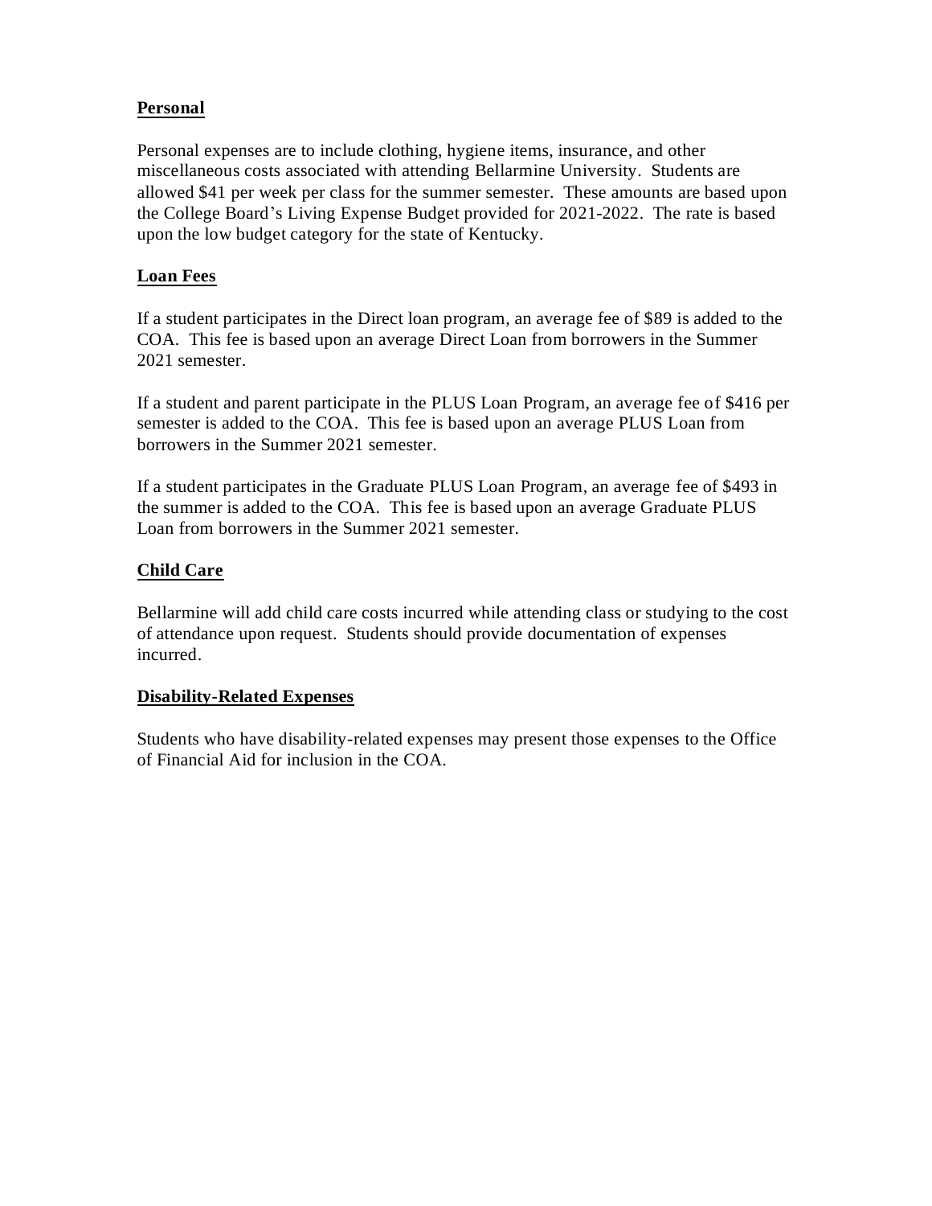**Personal**

Personal expenses are to include clothing, hygiene items, insurance, and other miscellaneous costs associated with attending Bellarmine University. Students are allowed $41 per week per class for the summer semester. These amounts are based upon the College Board's Living Expense Budget provided for 2021-2022. The rate is based upon the low budget category for the state of Kentucky.

**Loan Fees**

If a student participates in the Direct loan program, an average fee of $89 is added to the COA. This fee is based upon an average Direct Loan from borrowers in the Summer 2021 semester.

If a student and parent participate in the PLUS Loan Program, an average fee of $416 per semester is added to the COA. This fee is based upon an average PLUS Loan from borrowers in the Summer 2021 semester.

If a student participates in the Graduate PLUS Loan Program, an average fee of $493 in the summer is added to the COA. This fee is based upon an average Graduate PLUS Loan from borrowers in the Summer 2021 semester.

**Child Care**

Bellarmine will add child care costs incurred while attending class or studying to the cost of attendance upon request. Students should provide documentation of expenses incurred.

**Disability-Related Expenses**

Students who have disability-related expenses may present those expenses to the Office of Financial Aid for inclusion in the COA.